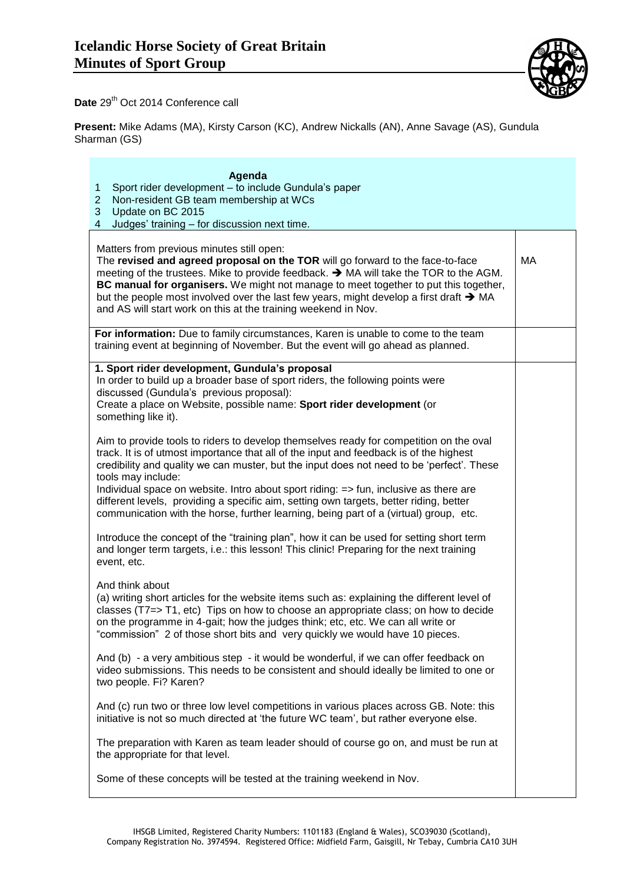# Icelandic Horse Society of Great Britain
# Minutes of Sport Group

**Date** 29th Oct 2014 Conference call

**Present:** Mike Adams (MA), Kirsty Carson (KC), Andrew Nickalls (AN), Anne Savage (AS), Gundula Sharman (GS)

| **Agenda** 1 Sport rider development – to include Gundula's paper 2 Non-resident GB team membership at WCs 3 Update on BC 2015 4 Judges' training – for discussion next time. | |
|---|---|
| Matters from previous minutes still open: The **revised and agreed proposal on the TOR** will go forward to the face-to-face meeting of the trustees. Mike to provide feedback. ➔ MA will take the TOR to the AGM. **BC manual for organisers.** We might not manage to meet together to put this together, but the people most involved over the last few years, might develop a first draft ➔ MA and AS will start work on this at the training weekend in Nov. | MA |
| **For information:** Due to family circumstances, Karen is unable to come to the team training event at beginning of November. But the event will go ahead as planned. | |
| **1. Sport rider development, Gundula's proposal** In order to build up a broader base of sport riders, the following points were discussed (Gundula's previous proposal): Create a place on Website, possible name: **Sport rider development** (or something like it). <br><br> Aim to provide tools to riders to develop themselves ready for competition on the oval track. It is of utmost importance that all of the input and feedback is of the highest credibility and quality we can muster, but the input does not need to be 'perfect'. These tools may include: Individual space on website. Intro about sport riding: => fun, inclusive as there are different levels, providing a specific aim, setting own targets, better riding, better communication with the horse, further learning, being part of a (virtual) group, etc. <br><br> Introduce the concept of the "training plan", how it can be used for setting short term and longer term targets, i.e.: this lesson! This clinic! Preparing for the next training event, etc. <br><br> And think about (a) writing short articles for the website items such as: explaining the different level of classes (T7=> T1, etc) Tips on how to choose an appropriate class; on how to decide on the programme in 4-gait; how the judges think; etc, etc. We can all write or "commission" 2 of those short bits and very quickly we would have 10 pieces. <br><br> And (b) - a very ambitious step - it would be wonderful, if we can offer feedback on video submissions. This needs to be consistent and should ideally be limited to one or two people. Fi? Karen? <br><br> And (c) run two or three low level competitions in various places across GB. Note: this initiative is not so much directed at 'the future WC team', but rather everyone else. <br><br> The preparation with Karen as team leader should of course go on, and must be run at the appropriate for that level. <br><br> Some of these concepts will be tested at the training weekend in Nov. | |

IHSGB Limited, Registered Charity Numbers: 1101183 (England & Wales), SCO39030 (Scotland), Company Registration No. 3974594. Registered Office: Midfield Farm, Gaisgill, Nr Tebay, Cumbria CA10 3UH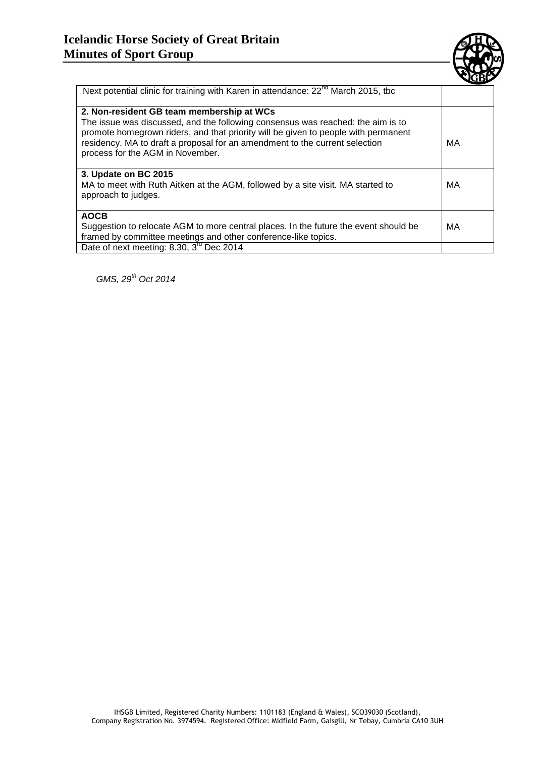| | |
|---|---|
| Next potential clinic for training with Karen in attendance: 22nd March 2015, tbc | |
| **2. Non-resident GB team membership at WCs**<br>The issue was discussed, and the following consensus was reached: the aim is to promote homegrown riders, and that priority will be given to people with permanent residency. MA to draft a proposal for an amendment to the current selection process for the AGM in November. | MA |
| **3. Update on BC 2015**<br>MA to meet with Ruth Aitken at the AGM, followed by a site visit. MA started to approach to judges. | MA |
| **AOCB**<br>Suggestion to relocate AGM to more central places. In the future the event should be framed by committee meetings and other conference-like topics. | MA |
| Date of next meeting: 8.30, 3rd Dec 2014 | |

*GMS, 29th Oct 2014*